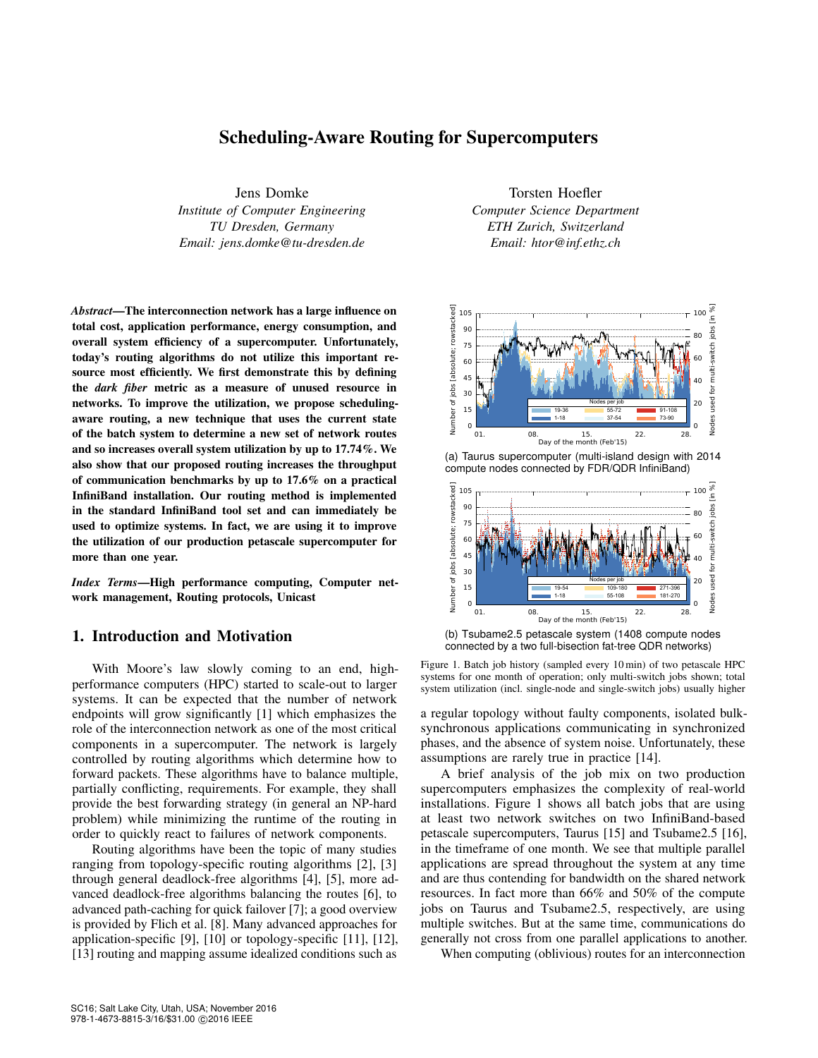# Scheduling-Aware Routing for Supercomputers

Jens Domke
*Institute of Computer Engineering*
*TU Dresden, Germany*
*Email: jens.domke@tu-dresden.de*

Torsten Hoefler
*Computer Science Department*
*ETH Zurich, Switzerland*
*Email: htor@inf.ethz.ch*

***Abstract*—The interconnection network has a large influence on total cost, application performance, energy consumption, and overall system efficiency of a supercomputer. Unfortunately, today's routing algorithms do not utilize this important resource most efficiently. We first demonstrate this by defining the *dark fiber* metric as a measure of unused resource in networks. To improve the utilization, we propose scheduling-aware routing, a new technique that uses the current state of the batch system to determine a new set of network routes and so increases overall system utilization by up to 17.74%. We also show that our proposed routing increases the throughput of communication benchmarks by up to 17.6% on a practical InfiniBand installation. Our routing method is implemented in the standard InfiniBand tool set and can immediately be used to optimize systems. In fact, we are using it to improve the utilization of our production petascale supercomputer for more than one year.**

***Index Terms*—High performance computing, Computer network management, Routing protocols, Unicast**

## 1. Introduction and Motivation

With Moore's law slowly coming to an end, high-performance computers (HPC) started to scale-out to larger systems. It can be expected that the number of network endpoints will grow significantly [1] which emphasizes the role of the interconnection network as one of the most critical components in a supercomputer. The network is largely controlled by routing algorithms which determine how to forward packets. These algorithms have to balance multiple, partially conflicting, requirements. For example, they shall provide the best forwarding strategy (in general an NP-hard problem) while minimizing the runtime of the routing in order to quickly react to failures of network components.

Routing algorithms have been the topic of many studies ranging from topology-specific routing algorithms [2], [3] through general deadlock-free algorithms [4], [5], more advanced deadlock-free algorithms balancing the routes [6], to advanced path-caching for quick failover [7]; a good overview is provided by Flich et al. [8]. Many advanced approaches for application-specific [9], [10] or topology-specific [11], [12], [13] routing and mapping assume idealized conditions such as a regular topology without faulty components, isolated bulk-synchronous applications communicating in synchronized phases, and the absence of system noise. Unfortunately, these assumptions are rarely true in practice [14].

(a) Taurus supercomputer (multi-island design with 2014 compute nodes connected by FDR/QDR InfiniBand)

(b) Tsubame2.5 petascale system (1408 compute nodes connected by a two full-bisection fat-tree QDR networks)

Figure 1. Batch job history (sampled every 10 min) of two petascale HPC systems for one month of operation; only multi-switch jobs shown; total system utilization (incl. single-node and single-switch jobs) usually higher

A brief analysis of the job mix on two production supercomputers emphasizes the complexity of real-world installations. Figure 1 shows all batch jobs that are using at least two network switches on two InfiniBand-based petascale supercomputers, Taurus [15] and Tsubame2.5 [16], in the timeframe of one month. We see that multiple parallel applications are spread throughout the system at any time and are thus contending for bandwidth on the shared network resources. In fact more than 66% and 50% of the compute jobs on Taurus and Tsubame2.5, respectively, are using multiple switches. But at the same time, communications do generally not cross from one parallel applications to another.

When computing (oblivious) routes for an interconnection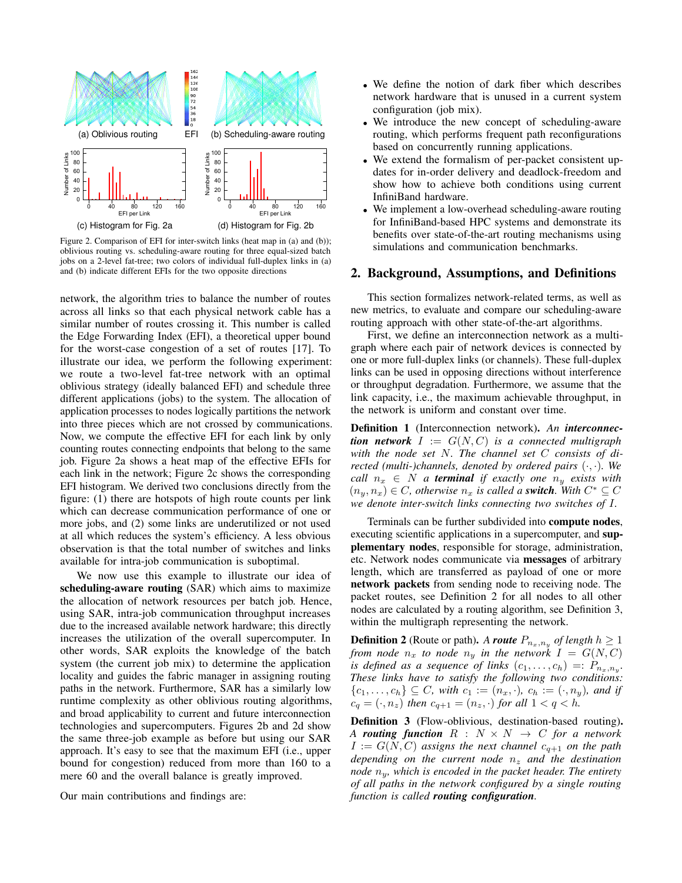(a) Oblivious routing

EFI

162
144
126
108
90
72
54
36
18
0

(b) Scheduling-aware routing

Number of Links
100
80
60
40
20
0
0 40 80 120 160
EFI per Link

(c) Histogram for Fig. 2a

Number of Links
100
80
60
40
20
0
0 40 80 120 160
EFI per Link

(d) Histogram for Fig. 2b

Figure 2. Comparison of EFI for inter-switch links (heat map in (a) and (b)); oblivious routing vs. scheduling-aware routing for three equal-sized batch jobs on a 2-level fat-tree; two colors of individual full-duplex links in (a) and (b) indicate different EFIs for the two opposite directions

network, the algorithm tries to balance the number of routes across all links so that each physical network cable has a similar number of routes crossing it. This number is called the Edge Forwarding Index (EFI), a theoretical upper bound for the worst-case congestion of a set of routes [17]. To illustrate our idea, we perform the following experiment: we route a two-level fat-tree network with an optimal oblivious strategy (ideally balanced EFI) and schedule three different applications (jobs) to the system. The allocation of application processes to nodes logically partitions the network into three pieces which are not crossed by communications. Now, we compute the effective EFI for each link by only counting routes connecting endpoints that belong to the same job. Figure 2a shows a heat map of the effective EFIs for each link in the network; Figure 2c shows the corresponding EFI histogram. We derived two conclusions directly from the figure: (1) there are hotspots of high route counts per link which can decrease communication performance of one or more jobs, and (2) some links are underutilized or not used at all which reduces the system's efficiency. A less obvious observation is that the total number of switches and links available for intra-job communication is suboptimal.

We now use this example to illustrate our idea of **scheduling-aware routing** (SAR) which aims to maximize the allocation of network resources per batch job. Hence, using SAR, intra-job communication throughput increases due to the increased available network hardware; this directly increases the utilization of the overall supercomputer. In other words, SAR exploits the knowledge of the batch system (the current job mix) to determine the application locality and guides the fabric manager in assigning routing paths in the network. Furthermore, SAR has a similarly low runtime complexity as other oblivious routing algorithms, and broad applicability to current and future interconnection technologies and supercomputers. Figures 2b and 2d show the same three-job example as before but using our SAR approach. It's easy to see that the maximum EFI (i.e., upper bound for congestion) reduced from more than 160 to a mere 60 and the overall balance is greatly improved.

Our main contributions and findings are:

- We define the notion of dark fiber which describes network hardware that is unused in a current system configuration (job mix).
- We introduce the new concept of scheduling-aware routing, which performs frequent path reconfigurations based on concurrently running applications.
- We extend the formalism of per-packet consistent updates for in-order delivery and deadlock-freedom and show how to achieve both conditions using current InfiniBand hardware.
- We implement a low-overhead scheduling-aware routing for InfiniBand-based HPC systems and demonstrate its benefits over state-of-the-art routing mechanisms using simulations and communication benchmarks.

## 2. Background, Assumptions, and Definitions

This section formalizes network-related terms, as well as new metrics, to evaluate and compare our scheduling-aware routing approach with other state-of-the-art algorithms.

First, we define an interconnection network as a multigraph where each pair of network devices is connected by one or more full-duplex links (or channels). These full-duplex links can be used in opposing directions without interference or throughput degradation. Furthermore, we assume that the link capacity, i.e., the maximum achievable throughput, in the network is uniform and constant over time.

**Definition 1** (Interconnection network)**.** *An* ***interconnection network*** $I := G(N, C)$ *is a connected multigraph with the node set* $N$*. The channel set* $C$ *consists of directed (multi-)channels, denoted by ordered pairs* $(\cdot, \cdot)$*. We call* $n_x \in N$ *a* ***terminal*** *if exactly one* $n_y$ *exists with* $(n_y, n_x) \in C$*, otherwise* $n_x$ *is called a* ***switch****. With* $C^* \subseteq C$ *we denote inter-switch links connecting two switches of* $I$*.*

Terminals can be further subdivided into **compute nodes**, executing scientific applications in a supercomputer, and **supplementary nodes**, responsible for storage, administration, etc. Network nodes communicate via **messages** of arbitrary length, which are transferred as payload of one or more **network packets** from sending node to receiving node. The packet routes, see Definition 2 for all nodes to all other nodes are calculated by a routing algorithm, see Definition 3, within the multigraph representing the network.

**Definition 2** (Route or path)**.** *A* ***route*** $P_{n_x,n_y}$ *of length* $h \geq 1$ *from node* $n_x$ *to node* $n_y$ *in the network* $I = G(N, C)$ *is defined as a sequence of links* $(c_1, \ldots, c_h) =: P_{n_x,n_y}$*. These links have to satisfy the following two conditions:* $\{c_1, \ldots, c_h\} \subseteq C$*, with* $c_1 := (n_x, \cdot)$*,* $c_h := (\cdot, n_y)$*, and if* $c_q = (\cdot, n_z)$ *then* $c_{q+1} = (n_z, \cdot)$ *for all* $1 < q < h$*.*

**Definition 3** (Flow-oblivious, destination-based routing)**.** *A* ***routing function*** $R : N \times N \rightarrow C$ *for a network* $I := G(N, C)$ *assigns the next channel* $c_{q+1}$ *on the path depending on the current node* $n_z$ *and the destination node* $n_y$*, which is encoded in the packet header. The entirety of all paths in the network configured by a single routing function is called* ***routing configuration****.*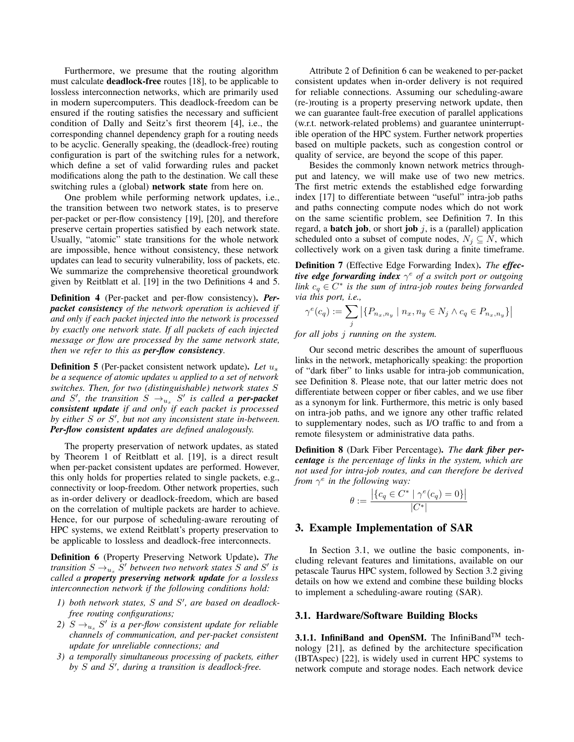Furthermore, we presume that the routing algorithm must calculate **deadlock-free** routes [18], to be applicable to lossless interconnection networks, which are primarily used in modern supercomputers. This deadlock-freedom can be ensured if the routing satisfies the necessary and sufficient condition of Dally and Seitz's first theorem [4], i.e., the corresponding channel dependency graph for a routing needs to be acyclic. Generally speaking, the (deadlock-free) routing configuration is part of the switching rules for a network, which define a set of valid forwarding rules and packet modifications along the path to the destination. We call these switching rules a (global) **network state** from here on.

One problem while performing network updates, i.e., the transition between two network states, is to preserve per-packet or per-flow consistency [19], [20], and therefore preserve certain properties satisfied by each network state. Usually, "atomic" state transitions for the whole network are impossible, hence without consistency, these network updates can lead to security vulnerability, loss of packets, etc. We summarize the comprehensive theoretical groundwork given by Reitblatt et al. [19] in the two Definitions 4 and 5.

**Definition 4** (Per-packet and per-flow consistency)**.** ***Per-packet consistency*** *of the network operation is achieved if and only if each packet injected into the network is processed by exactly one network state. If all packets of each injected message or flow are processed by the same network state, then we refer to this as* ***per-flow consistency****.*

**Definition 5** (Per-packet consistent network update)**.** *Let $u_s$ be a sequence of atomic updates $u$ applied to a set of network switches. Then, for two (distinguishable) network states $S$ and $S'$, the transition $S \rightarrow_{u_s} S'$ is called a* ***per-packet consistent update*** *if and only if each packet is processed by either $S$ or $S'$, but not any inconsistent state in-between.* ***Per-flow consistent updates*** *are defined analogously.*

The property preservation of network updates, as stated by Theorem 1 of Reitblatt et al. [19], is a direct result when per-packet consistent updates are performed. However, this only holds for properties related to single packets, e.g., connectivity or loop-freedom. Other network properties, such as in-order delivery or deadlock-freedom, which are based on the correlation of multiple packets are harder to achieve. Hence, for our purpose of scheduling-aware rerouting of HPC systems, we extend Reitblatt's property preservation to be applicable to lossless and deadlock-free interconnects.

**Definition 6** (Property Preserving Network Update)**.** *The transition $S \rightarrow_{u_s} S'$ between two network states $S$ and $S'$ is called a* ***property preserving network update*** *for a lossless interconnection network if the following conditions hold:*

1. *both network states, $S$ and $S'$, are based on deadlock-free routing configurations;*
2. *$S \rightarrow_{u_s} S'$ is a per-flow consistent update for reliable channels of communication, and per-packet consistent update for unreliable connections; and*
3. *a temporally simultaneous processing of packets, either by $S$ and $S'$, during a transition is deadlock-free.*

Attribute 2 of Definition 6 can be weakened to per-packet consistent updates when in-order delivery is not required for reliable connections. Assuming our scheduling-aware (re-)routing is a property preserving network update, then we can guarantee fault-free execution of parallel applications (w.r.t. network-related problems) and guarantee uninterruptible operation of the HPC system. Further network properties based on multiple packets, such as congestion control or quality of service, are beyond the scope of this paper.

Besides the commonly known network metrics throughput and latency, we will make use of two new metrics. The first metric extends the established edge forwarding index [17] to differentiate between "useful" intra-job paths and paths connecting compute nodes which do not work on the same scientific problem, see Definition 7. In this regard, a **batch job**, or short **job** $j$, is a (parallel) application scheduled onto a subset of compute nodes, $N_j \subseteq N$, which collectively work on a given task during a finite timeframe.

**Definition 7** (Effective Edge Forwarding Index)**.** *The* ***effective edge forwarding index*** *$\gamma^e$ of a switch port or outgoing link $c_q \in C^*$ is the sum of intra-job routes being forwarded via this port, i.e.,*

$$\gamma^e(c_q) := \sum_j \left|\{P_{n_x,n_y} \mid n_x, n_y \in N_j \wedge c_q \in P_{n_x,n_y}\}\right|$$

*for all jobs $j$ running on the system.*

Our second metric describes the amount of superfluous links in the network, metaphorically speaking: the proportion of "dark fiber" to links usable for intra-job communication, see Definition 8. Please note, that our latter metric does not differentiate between copper or fiber cables, and we use fiber as a synonym for link. Furthermore, this metric is only based on intra-job paths, and we ignore any other traffic related to supplementary nodes, such as I/O traffic to and from a remote filesystem or administrative data paths.

**Definition 8** (Dark Fiber Percentage)**.** *The* ***dark fiber percentage*** *is the percentage of links in the system, which are not used for intra-job routes, and can therefore be derived from $\gamma^e$ in the following way:*

$$\theta := \frac{\left|\{c_q \in C^* \mid \gamma^e(c_q) = 0\}\right|}{|C^*|}$$

## 3. Example Implementation of SAR

In Section 3.1, we outline the basic components, including relevant features and limitations, available on our petascale Taurus HPC system, followed by Section 3.2 giving details on how we extend and combine these building blocks to implement a scheduling-aware routing (SAR).

### 3.1. Hardware/Software Building Blocks

**3.1.1. InfiniBand and OpenSM.** The InfiniBand™ technology [21], as defined by the architecture specification (IBTAspec) [22], is widely used in current HPC systems to network compute and storage nodes. Each network device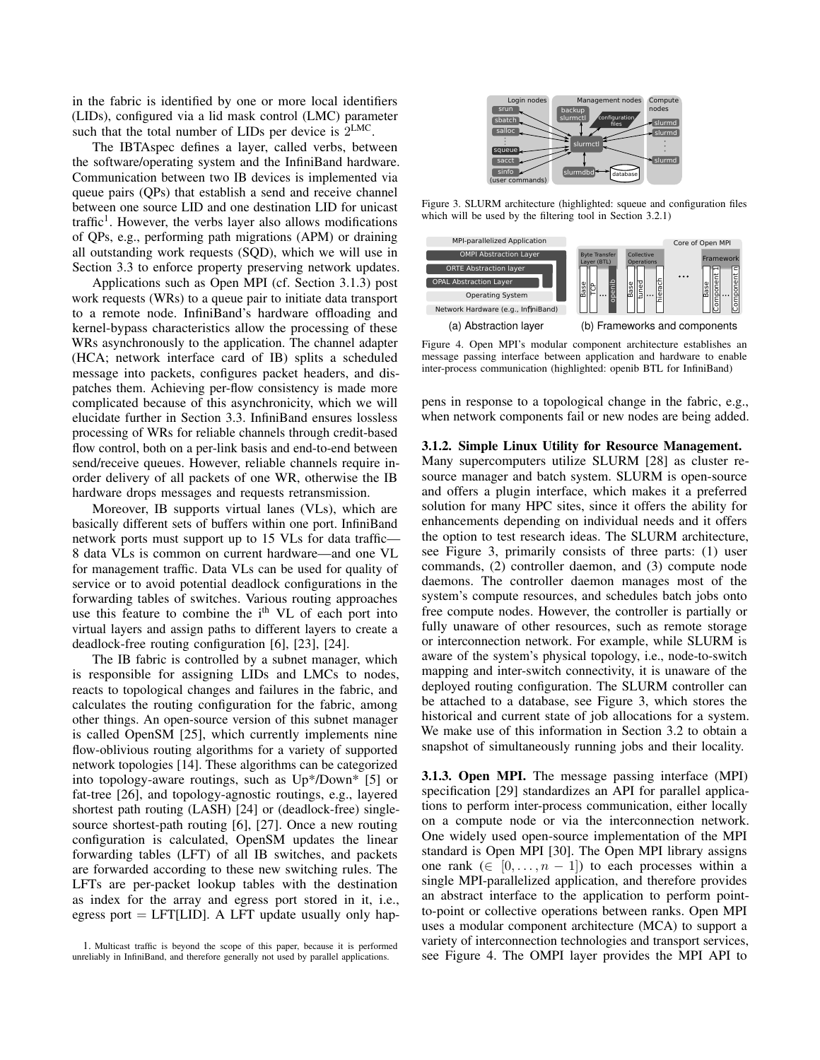in the fabric is identified by one or more local identifiers (LIDs), configured via a lid mask control (LMC) parameter such that the total number of LIDs per device is $2^{\text{LMC}}$.

The IBTAspec defines a layer, called verbs, between the software/operating system and the InfiniBand hardware. Communication between two IB devices is implemented via queue pairs (QPs) that establish a send and receive channel between one source LID and one destination LID for unicast traffic[1]. However, the verbs layer also allows modifications of QPs, e.g., performing path migrations (APM) or draining all outstanding work requests (SQD), which we will use in Section 3.3 to enforce property preserving network updates.

Applications such as Open MPI (cf. Section 3.1.3) post work requests (WRs) to a queue pair to initiate data transport to a remote node. InfiniBand's hardware offloading and kernel-bypass characteristics allow the processing of these WRs asynchronously to the application. The channel adapter (HCA; network interface card of IB) splits a scheduled message into packets, configures packet headers, and dispatches them. Achieving per-flow consistency is made more complicated because of this asynchronicity, which we will elucidate further in Section 3.3. InfiniBand ensures lossless processing of WRs for reliable channels through credit-based flow control, both on a per-link basis and end-to-end between send/receive queues. However, reliable channels require in-order delivery of all packets of one WR, otherwise the IB hardware drops messages and requests retransmission.

Moreover, IB supports virtual lanes (VLs), which are basically different sets of buffers within one port. InfiniBand network ports must support up to 15 VLs for data traffic—8 data VLs is common on current hardware—and one VL for management traffic. Data VLs can be used for quality of service or to avoid potential deadlock configurations in the forwarding tables of switches. Various routing approaches use this feature to combine the $i^{\text{th}}$ VL of each port into virtual layers and assign paths to different layers to create a deadlock-free routing configuration [6], [23], [24].

The IB fabric is controlled by a subnet manager, which is responsible for assigning LIDs and LMCs to nodes, reacts to topological changes and failures in the fabric, and calculates the routing configuration for the fabric, among other things. An open-source version of this subnet manager is called OpenSM [25], which currently implements nine flow-oblivious routing algorithms for a variety of supported network topologies [14]. These algorithms can be categorized into topology-aware routings, such as Up*/Down* [5] or fat-tree [26], and topology-agnostic routings, e.g., layered shortest path routing (LASH) [24] or (deadlock-free) single-source shortest-path routing [6], [27]. Once a new routing configuration is calculated, OpenSM updates the linear forwarding tables (LFT) of all IB switches, and packets are forwarded according to these new switching rules. The LFTs are per-packet lookup tables with the destination as index for the array and egress port stored in it, i.e., egress port = LFT[LID]. A LFT update usually only happens in response to a topological change in the fabric, e.g., when network components fail or new nodes are being added.

[1]. Multicast traffic is beyond the scope of this paper, because it is performed unreliably in InfiniBand, and therefore generally not used by parallel applications.

Figure 3. SLURM architecture (highlighted: squeue and configuration files which will be used by the filtering tool in Section 3.2.1)

Figure 4. Open MPI's modular component architecture establishes an message passing interface between application and hardware to enable inter-process communication (highlighted: openib BTL for InfiniBand)

**3.1.2. Simple Linux Utility for Resource Management.** Many supercomputers utilize SLURM [28] as cluster resource manager and batch system. SLURM is open-source and offers a plugin interface, which makes it a preferred solution for many HPC sites, since it offers the ability for enhancements depending on individual needs and it offers the option to test research ideas. The SLURM architecture, see Figure 3, primarily consists of three parts: (1) user commands, (2) controller daemon, and (3) compute node daemons. The controller daemon manages most of the system's compute resources, and schedules batch jobs onto free compute nodes. However, the controller is partially or fully unaware of other resources, such as remote storage or interconnection network. For example, while SLURM is aware of the system's physical topology, i.e., node-to-switch mapping and inter-switch connectivity, it is unaware of the deployed routing configuration. The SLURM controller can be attached to a database, see Figure 3, which stores the historical and current state of job allocations for a system. We make use of this information in Section 3.2 to obtain a snapshot of simultaneously running jobs and their locality.

**3.1.3. Open MPI.** The message passing interface (MPI) specification [29] standardizes an API for parallel applications to perform inter-process communication, either locally on a compute node or via the interconnection network. One widely used open-source implementation of the MPI standard is Open MPI [30]. The Open MPI library assigns one rank ($\in [0, \ldots, n-1]$) to each processes within a single MPI-parallelized application, and therefore provides an abstract interface to the application to perform point-to-point or collective operations between ranks. Open MPI uses a modular component architecture (MCA) to support a variety of interconnection technologies and transport services, see Figure 4. The OMPI layer provides the MPI API to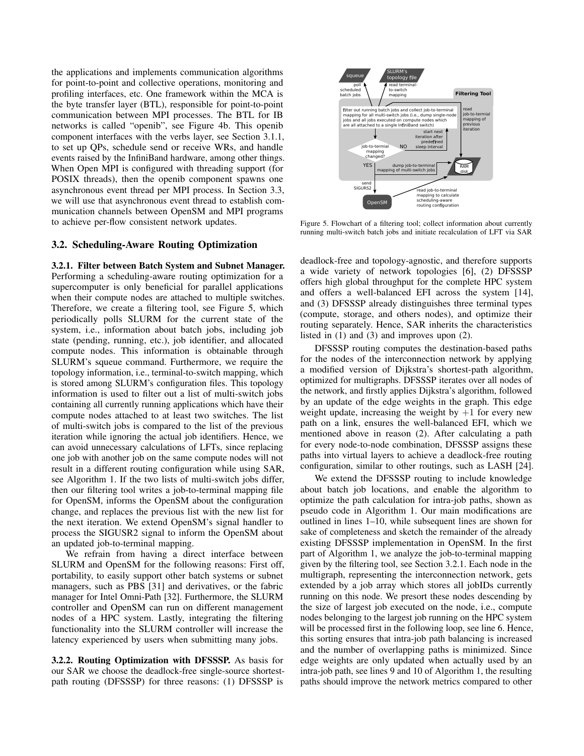the applications and implements communication algorithms for point-to-point and collective operations, monitoring and profiling interfaces, etc. One framework within the MCA is the byte transfer layer (BTL), responsible for point-to-point communication between MPI processes. The BTL for IB networks is called "openib", see Figure 4b. This openib component interfaces with the verbs layer, see Section 3.1.1, to set up QPs, schedule send or receive WRs, and handle events raised by the InfiniBand hardware, among other things. When Open MPI is configured with threading support (for POSIX threads), then the openib component spawns one asynchronous event thread per MPI process. In Section 3.3, we will use that asynchronous event thread to establish communication channels between OpenSM and MPI programs to achieve per-flow consistent network updates.

Figure 5. Flowchart of a filtering tool; collect information about currently running multi-switch batch jobs and initiate recalculation of LFT via SAR

## 3.2. Scheduling-Aware Routing Optimization

**3.2.1. Filter between Batch System and Subnet Manager.** Performing a scheduling-aware routing optimization for a supercomputer is only beneficial for parallel applications when their compute nodes are attached to multiple switches. Therefore, we create a filtering tool, see Figure 5, which periodically polls SLURM for the current state of the system, i.e., information about batch jobs, including job state (pending, running, etc.), job identifier, and allocated compute nodes. This information is obtainable through SLURM's squeue command. Furthermore, we require the topology information, i.e., terminal-to-switch mapping, which is stored among SLURM's configuration files. This topology information is used to filter out a list of multi-switch jobs containing all currently running applications which have their compute nodes attached to at least two switches. The list of multi-switch jobs is compared to the list of the previous iteration while ignoring the actual job identifiers. Hence, we can avoid unnecessary calculations of LFTs, since replacing one job with another job on the same compute nodes will not result in a different routing configuration while using SAR, see Algorithm 1. If the two lists of multi-switch jobs differ, then our filtering tool writes a job-to-terminal mapping file for OpenSM, informs the OpenSM about the configuration change, and replaces the previous list with the new list for the next iteration. We extend OpenSM's signal handler to process the SIGUSR2 signal to inform the OpenSM about an updated job-to-terminal mapping.

We refrain from having a direct interface between SLURM and OpenSM for the following reasons: First off, portability, to easily support other batch systems or subnet managers, such as PBS [31] and derivatives, or the fabric manager for Intel Omni-Path [32]. Furthermore, the SLURM controller and OpenSM can run on different management nodes of a HPC system. Lastly, integrating the filtering functionality into the SLURM controller will increase the latency experienced by users when submitting many jobs.

**3.2.2. Routing Optimization with DFSSSP.** As basis for our SAR we choose the deadlock-free single-source shortest-path routing (DFSSSP) for three reasons: (1) DFSSSP is deadlock-free and topology-agnostic, and therefore supports a wide variety of network topologies [6], (2) DFSSSP offers high global throughput for the complete HPC system and offers a well-balanced EFI across the system [14], and (3) DFSSSP already distinguishes three terminal types (compute, storage, and others nodes), and optimize their routing separately. Hence, SAR inherits the characteristics listed in (1) and (3) and improves upon (2).

DFSSSP routing computes the destination-based paths for the nodes of the interconnection network by applying a modified version of Dijkstra's shortest-path algorithm, optimized for multigraphs. DFSSSP iterates over all nodes of the network, and firstly applies Dijkstra's algorithm, followed by an update of the edge weights in the graph. This edge weight update, increasing the weight by $+1$ for every new path on a link, ensures the well-balanced EFI, which we mentioned above in reason (2). After calculating a path for every node-to-node combination, DFSSSP assigns these paths into virtual layers to achieve a deadlock-free routing configuration, similar to other routings, such as LASH [24].

We extend the DFSSSP routing to include knowledge about batch job locations, and enable the algorithm to optimize the path calculation for intra-job paths, shown as pseudo code in Algorithm 1. Our main modifications are outlined in lines 1–10, while subsequent lines are shown for sake of completeness and sketch the remainder of the already existing DFSSSP implementation in OpenSM. In the first part of Algorithm 1, we analyze the job-to-terminal mapping given by the filtering tool, see Section 3.2.1. Each node in the multigraph, representing the interconnection network, gets extended by a job array which stores all jobIDs currently running on this node. We presort these nodes descending by the size of largest job executed on the node, i.e., compute nodes belonging to the largest job running on the HPC system will be processed first in the following loop, see line 6. Hence, this sorting ensures that intra-job path balancing is increased and the number of overlapping paths is minimized. Since edge weights are only updated when actually used by an intra-job path, see lines 9 and 10 of Algorithm 1, the resulting paths should improve the network metrics compared to other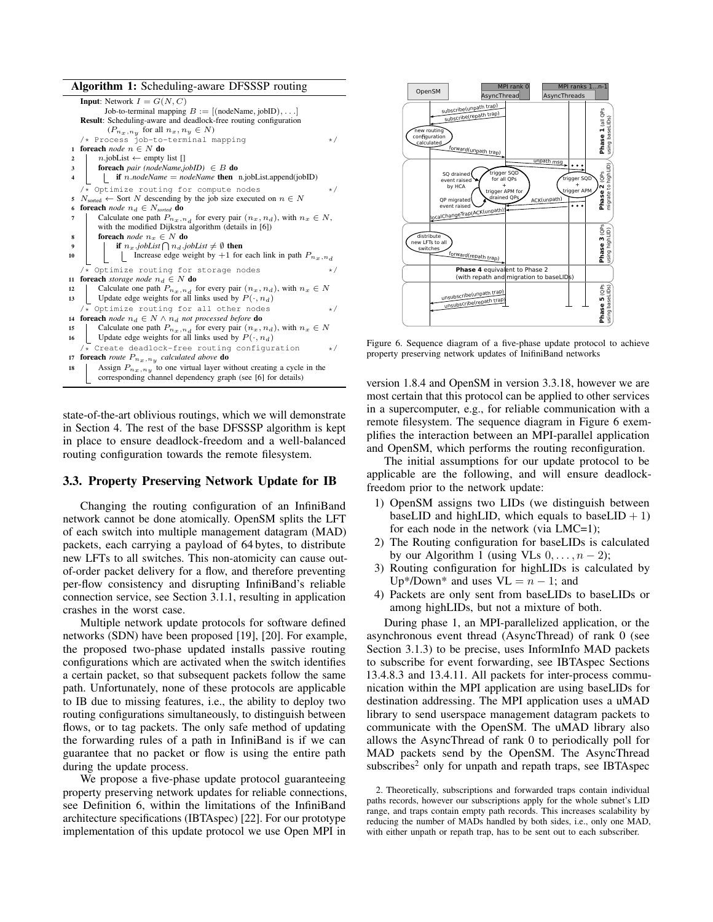**Algorithm 1:** Scheduling-aware DFSSSP routing

```
Input: Network I = G(N, C)
       Job-to-terminal mapping B := [(nodeName, jobID), ...]
Result: Scheduling-aware and deadlock-free routing configuration
        (P_{nx,ny} for all nx, ny ∈ N)
   /* Process job-to-terminal mapping                              */
1  foreach node n ∈ N do
2      n.jobList ← empty list []
3      foreach pair (nodeName,jobID) ∈ B do
4          if n.nodeName = nodeName then n.jobList.append(jobID)
   /* Optimize routing for compute nodes                           */
5  N_sorted ← Sort N descending by the job size executed on n ∈ N
6  foreach node n_d ∈ N_sorted do
7      Calculate one path P_{nx,nd} for every pair (n_x, n_d), with n_x ∈ N,
       with the modified Dijkstra algorithm (details in [6])
8      foreach node n_x ∈ N do
9          if n_x.jobList ⋂ n_d.jobList ≠ ∅ then
10             Increase edge weight by +1 for each link in path P_{nx,nd}
   /* Optimize routing for storage nodes                           */
11 foreach storage node n_d ∈ N do
12     Calculate one path P_{nx,nd} for every pair (n_x, n_d), with n_x ∈ N
13     Update edge weights for all links used by P(·, n_d)
   /* Optimize routing for all other nodes                         */
14 foreach node n_d ∈ N ∧ n_d not processed before do
15     Calculate one path P_{nx,nd} for every pair (n_x, n_d), with n_x ∈ N
16     Update edge weights for all links used by P(·, n_d)
   /* Create deadlock-free routing configuration                   */
17 foreach route P_{nx,ny} calculated above do
18     Assign P_{nx,ny} to one virtual layer without creating a cycle in the
       corresponding channel dependency graph (see [6] for details)
```

state-of-the-art oblivious routings, which we will demonstrate in Section 4. The rest of the base DFSSSP algorithm is kept in place to ensure deadlock-freedom and a well-balanced routing configuration towards the remote filesystem.

### 3.3. Property Preserving Network Update for IB

Changing the routing configuration of an InfiniBand network cannot be done atomically. OpenSM splits the LFT of each switch into multiple management datagram (MAD) packets, each carrying a payload of 64 bytes, to distribute new LFTs to all switches. This non-atomicity can cause out-of-order packet delivery for a flow, and therefore preventing per-flow consistency and disrupting InfiniBand's reliable connection service, see Section 3.1.1, resulting in application crashes in the worst case.

Multiple network update protocols for software defined networks (SDN) have been proposed [19], [20]. For example, the proposed two-phase updated installs passive routing configurations which are activated when the switch identifies a certain packet, so that subsequent packets follow the same path. Unfortunately, none of these protocols are applicable to IB due to missing features, i.e., the ability to deploy two routing configurations simultaneously, to distinguish between flows, or to tag packets. The only safe method of updating the forwarding rules of a path in InfiniBand is if we can guarantee that no packet or flow is using the entire path during the update process.

We propose a five-phase update protocol guaranteeing property preserving network updates for reliable connections, see Definition 6, within the limitations of the InfiniBand architecture specifications (IBTAspec) [22]. For our prototype implementation of this update protocol we use Open MPI in version 1.8.4 and OpenSM in version 3.3.18, however we are most certain that this protocol can be applied to other services in a supercomputer, e.g., for reliable communication with a remote filesystem. The sequence diagram in Figure 6 exemplifies the interaction between an MPI-parallel application and OpenSM, which performs the routing reconfiguration.

Figure 6. Sequence diagram of a five-phase update protocol to achieve property preserving network updates of InifiniBand networks

The initial assumptions for our update protocol to be applicable are the following, and will ensure deadlock-freedom prior to the network update:

1) OpenSM assigns two LIDs (we distinguish between baseLID and highLID, which equals to baseLID $+ 1$) for each node in the network (via LMC=1);
2) The Routing configuration for baseLIDs is calculated by our Algorithm 1 (using VLs $0, \ldots, n-2$);
3) Routing configuration for highLIDs is calculated by Up\*/Down\* and uses $\text{VL} = n-1$; and
4) Packets are only sent from baseLIDs to baseLIDs or among highLIDs, but not a mixture of both.

During phase 1, an MPI-parallelized application, or the asynchronous event thread (AsyncThread) of rank 0 (see Section 3.1.3) to be precise, uses InformInfo MAD packets to subscribe for event forwarding, see IBTAspec Sections 13.4.8.3 and 13.4.11. All packets for inter-process communication within the MPI application are using baseLIDs for destination addressing. The MPI application uses a uMAD library to send userspace management datagram packets to communicate with the OpenSM. The uMAD library also allows the AsyncThread of rank 0 to periodically poll for MAD packets send by the OpenSM. The AsyncThread subscribes[2] only for unpath and repath traps, see IBTAspec

2. Theoretically, subscriptions and forwarded traps contain individual paths records, however our subscriptions apply for the whole subnet's LID range, and traps contain empty path records. This increases scalability by reducing the number of MADs handled by both sides, i.e., only one MAD, with either unpath or repath trap, has to be sent out to each subscriber.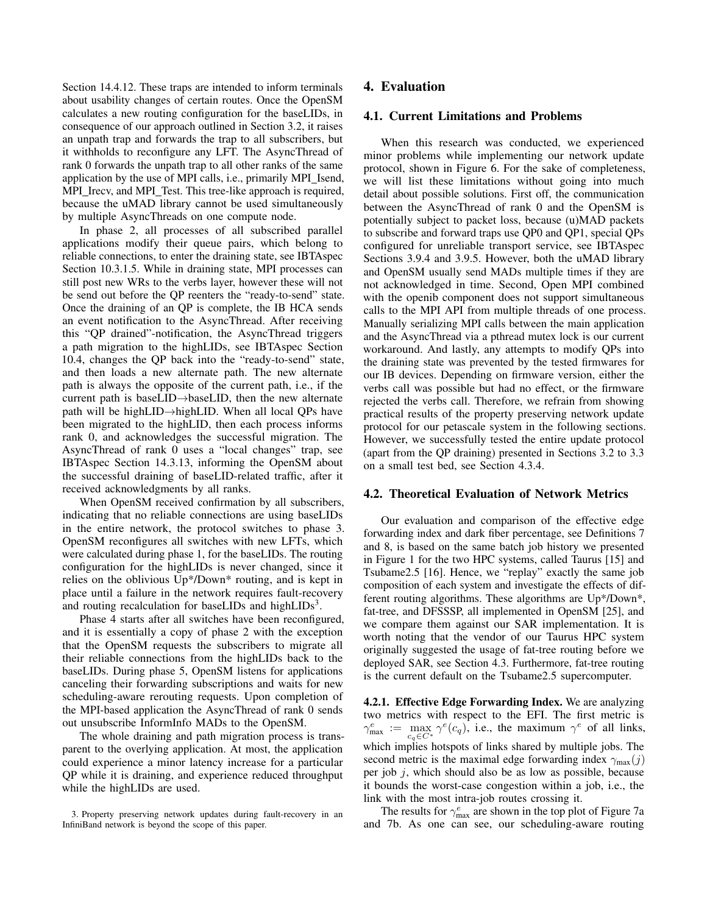Section 14.4.12. These traps are intended to inform terminals about usability changes of certain routes. Once the OpenSM calculates a new routing configuration for the baseLIDs, in consequence of our approach outlined in Section 3.2, it raises an unpath trap and forwards the trap to all subscribers, but it withholds to reconfigure any LFT. The AsyncThread of rank 0 forwards the unpath trap to all other ranks of the same application by the use of MPI calls, i.e., primarily MPI_Isend, MPI_Irecv, and MPI_Test. This tree-like approach is required, because the uMAD library cannot be used simultaneously by multiple AsyncThreads on one compute node.

In phase 2, all processes of all subscribed parallel applications modify their queue pairs, which belong to reliable connections, to enter the draining state, see IBTAspec Section 10.3.1.5. While in draining state, MPI processes can still post new WRs to the verbs layer, however these will not be send out before the QP reenters the "ready-to-send" state. Once the draining of an QP is complete, the IB HCA sends an event notification to the AsyncThread. After receiving this "QP drained"-notification, the AsyncThread triggers a path migration to the highLIDs, see IBTAspec Section 10.4, changes the QP back into the "ready-to-send" state, and then loads a new alternate path. The new alternate path is always the opposite of the current path, i.e., if the current path is baseLID→baseLID, then the new alternate path will be highLID→highLID. When all local QPs have been migrated to the highLID, then each process informs rank 0, and acknowledges the successful migration. The AsyncThread of rank 0 uses a "local changes" trap, see IBTAspec Section 14.3.13, informing the OpenSM about the successful draining of baseLID-related traffic, after it received acknowledgments by all ranks.

When OpenSM received confirmation by all subscribers, indicating that no reliable connections are using baseLIDs in the entire network, the protocol switches to phase 3. OpenSM reconfigures all switches with new LFTs, which were calculated during phase 1, for the baseLIDs. The routing configuration for the highLIDs is never changed, since it relies on the oblivious Up*/Down* routing, and is kept in place until a failure in the network requires fault-recovery and routing recalculation for baseLIDs and highLIDs[3].

Phase 4 starts after all switches have been reconfigured, and it is essentially a copy of phase 2 with the exception that the OpenSM requests the subscribers to migrate all their reliable connections from the highLIDs back to the baseLIDs. During phase 5, OpenSM listens for applications canceling their forwarding subscriptions and waits for new scheduling-aware rerouting requests. Upon completion of the MPI-based application the AsyncThread of rank 0 sends out unsubscribe InformInfo MADs to the OpenSM.

The whole draining and path migration process is transparent to the overlying application. At most, the application could experience a minor latency increase for a particular QP while it is draining, and experience reduced throughput while the highLIDs are used.

3. Property preserving network updates during fault-recovery in an InfiniBand network is beyond the scope of this paper.

## 4. Evaluation

### 4.1. Current Limitations and Problems

When this research was conducted, we experienced minor problems while implementing our network update protocol, shown in Figure 6. For the sake of completeness, we will list these limitations without going into much detail about possible solutions. First off, the communication between the AsyncThread of rank 0 and the OpenSM is potentially subject to packet loss, because (u)MAD packets to subscribe and forward traps use QP0 and QP1, special QPs configured for unreliable transport service, see IBTAspec Sections 3.9.4 and 3.9.5. However, both the uMAD library and OpenSM usually send MADs multiple times if they are not acknowledged in time. Second, Open MPI combined with the openib component does not support simultaneous calls to the MPI API from multiple threads of one process. Manually serializing MPI calls between the main application and the AsyncThread via a pthread mutex lock is our current workaround. And lastly, any attempts to modify QPs into the draining state was prevented by the tested firmwares for our IB devices. Depending on firmware version, either the verbs call was possible but had no effect, or the firmware rejected the verbs call. Therefore, we refrain from showing practical results of the property preserving network update protocol for our petascale system in the following sections. However, we successfully tested the entire update protocol (apart from the QP draining) presented in Sections 3.2 to 3.3 on a small test bed, see Section 4.3.4.

### 4.2. Theoretical Evaluation of Network Metrics

Our evaluation and comparison of the effective edge forwarding index and dark fiber percentage, see Definitions 7 and 8, is based on the same batch job history we presented in Figure 1 for the two HPC systems, called Taurus [15] and Tsubame2.5 [16]. Hence, we "replay" exactly the same job composition of each system and investigate the effects of different routing algorithms. These algorithms are Up*/Down*, fat-tree, and DFSSSP, all implemented in OpenSM [25], and we compare them against our SAR implementation. It is worth noting that the vendor of our Taurus HPC system originally suggested the usage of fat-tree routing before we deployed SAR, see Section 4.3. Furthermore, fat-tree routing is the current default on the Tsubame2.5 supercomputer.

**4.2.1. Effective Edge Forwarding Index.** We are analyzing two metrics with respect to the EFI. The first metric is $\gamma^e_{\max} := \max_{c_q \in C^*} \gamma^e(c_q)$, i.e., the maximum $\gamma^e$ of all links, which implies hotspots of links shared by multiple jobs. The second metric is the maximal edge forwarding index $\gamma_{\max}(j)$ per job $j$, which should also be as low as possible, because it bounds the worst-case congestion within a job, i.e., the link with the most intra-job routes crossing it.

The results for $\gamma^e_{\max}$ are shown in the top plot of Figure 7a and 7b. As one can see, our scheduling-aware routing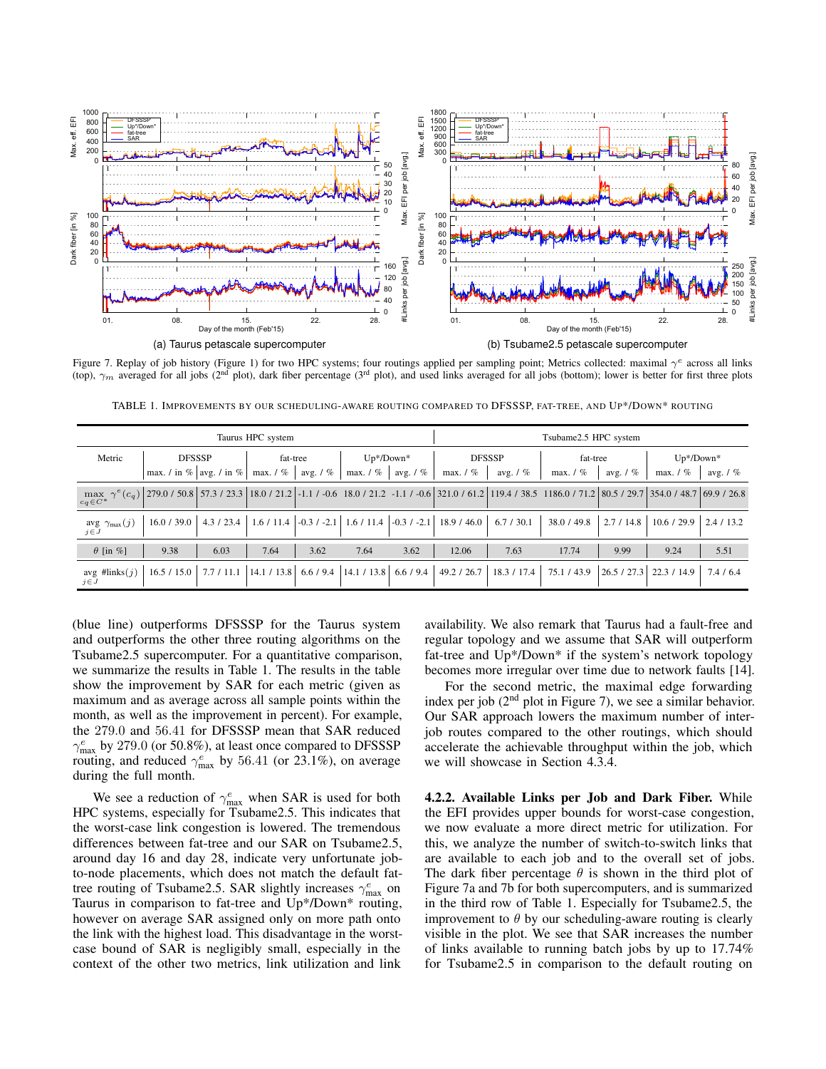(a) Taurus petascale supercomputer

(b) Tsubame2.5 petascale supercomputer

Figure 7. Replay of job history (Figure 1) for two HPC systems; four routings applied per sampling point; Metrics collected: maximal $\gamma^e$ across all links (top), $\gamma_m$ averaged for all jobs (2[nd] plot), dark fiber percentage (3[rd] plot), and used links averaged for all jobs (bottom); lower is better for first three plots

TABLE 1. IMPROVEMENTS BY OUR SCHEDULING-AWARE ROUTING COMPARED TO DFSSSP, FAT-TREE, AND UP*/DOWN* ROUTING

| | Taurus HPC system | | | | | | Tsubame2.5 HPC system | | | | | |
|---|---|---|---|---|---|---|---|---|---|---|---|---|
| Metric | DFSSSP | | fat-tree | | Up*/Down* | | DFSSSP | | fat-tree | | Up*/Down* | |
| | max. / in % | avg. / in % | max. / % | avg. / % | max. / % | avg. / % | max. / % | avg. / % | max. / % | avg. / % | max. / % | avg. / % |
| $\max_{c_q \in C^*} \gamma^e(c_q)$ | 279.0 / 50.8 | 57.3 / 23.3 | 18.0 / 21.2 | -1.1 / -0.6 | 18.0 / 21.2 | -1.1 / -0.6 | 321.0 / 61.2 | 119.4 / 38.5 | 1186.0 / 71.2 | 80.5 / 29.7 | 354.0 / 48.7 | 69.9 / 26.8 |
| $\operatorname{avg}_{j \in J} \gamma_{\max}(j)$ | 16.0 / 39.0 | 4.3 / 23.4 | 1.6 / 11.4 | -0.3 / -2.1 | 1.6 / 11.4 | -0.3 / -2.1 | 18.9 / 46.0 | 6.7 / 30.1 | 38.0 / 49.8 | 2.7 / 14.8 | 10.6 / 29.9 | 2.4 / 13.2 |
| $\theta$ [in %] | 9.38 | 6.03 | 7.64 | 3.62 | 7.64 | 3.62 | 12.06 | 7.63 | 17.74 | 9.99 | 9.24 | 5.51 |
| $\operatorname{avg}_{j \in J}$ #links$(j)$ | 16.5 / 15.0 | 7.7 / 11.1 | 14.1 / 13.8 | 6.6 / 9.4 | 14.1 / 13.8 | 6.6 / 9.4 | 49.2 / 26.7 | 18.3 / 17.4 | 75.1 / 43.9 | 26.5 / 27.3 | 22.3 / 14.9 | 7.4 / 6.4 |

(blue line) outperforms DFSSSP for the Taurus system and outperforms the other three routing algorithms on the Tsubame2.5 supercomputer. For a quantitative comparison, we summarize the results in Table 1. The results in the table show the improvement by SAR for each metric (given as maximum and as average across all sample points within the month, as well as the improvement in percent). For example, the 279.0 and 56.41 for DFSSSP mean that SAR reduced $\gamma^e_{\max}$ by 279.0 (or 50.8%), at least once compared to DFSSSP routing, and reduced $\gamma^e_{\max}$ by 56.41 (or 23.1%), on average during the full month.

We see a reduction of $\gamma^e_{\max}$ when SAR is used for both HPC systems, especially for Tsubame2.5. This indicates that the worst-case link congestion is lowered. The tremendous differences between fat-tree and our SAR on Tsubame2.5, around day 16 and day 28, indicate very unfortunate job-to-node placements, which does not match the default fat-tree routing of Tsubame2.5. SAR slightly increases $\gamma^e_{\max}$ on Taurus in comparison to fat-tree and Up*/Down* routing, however on average SAR assigned only on more path onto the link with the highest load. This disadvantage in the worst-case bound of SAR is negligibly small, especially in the context of the other two metrics, link utilization and link availability. We also remark that Taurus had a fault-free and regular topology and we assume that SAR will outperform fat-tree and Up*/Down* if the system's network topology becomes more irregular over time due to network faults [14].

For the second metric, the maximal edge forwarding index per job (2[nd] plot in Figure 7), we see a similar behavior. Our SAR approach lowers the maximum number of inter-job routes compared to the other routings, which should accelerate the achievable throughput within the job, which we will showcase in Section 4.3.4.

#### 4.2.2. Available Links per Job and Dark Fiber.

While the EFI provides upper bounds for worst-case congestion, we now evaluate a more direct metric for utilization. For this, we analyze the number of switch-to-switch links that are available to each job and to the overall set of jobs. The dark fiber percentage $\theta$ is shown in the third plot of Figure 7a and 7b for both supercomputers, and is summarized in the third row of Table 1. Especially for Tsubame2.5, the improvement to $\theta$ by our scheduling-aware routing is clearly visible in the plot. We see that SAR increases the number of links available to running batch jobs by up to 17.74% for Tsubame2.5 in comparison to the default routing on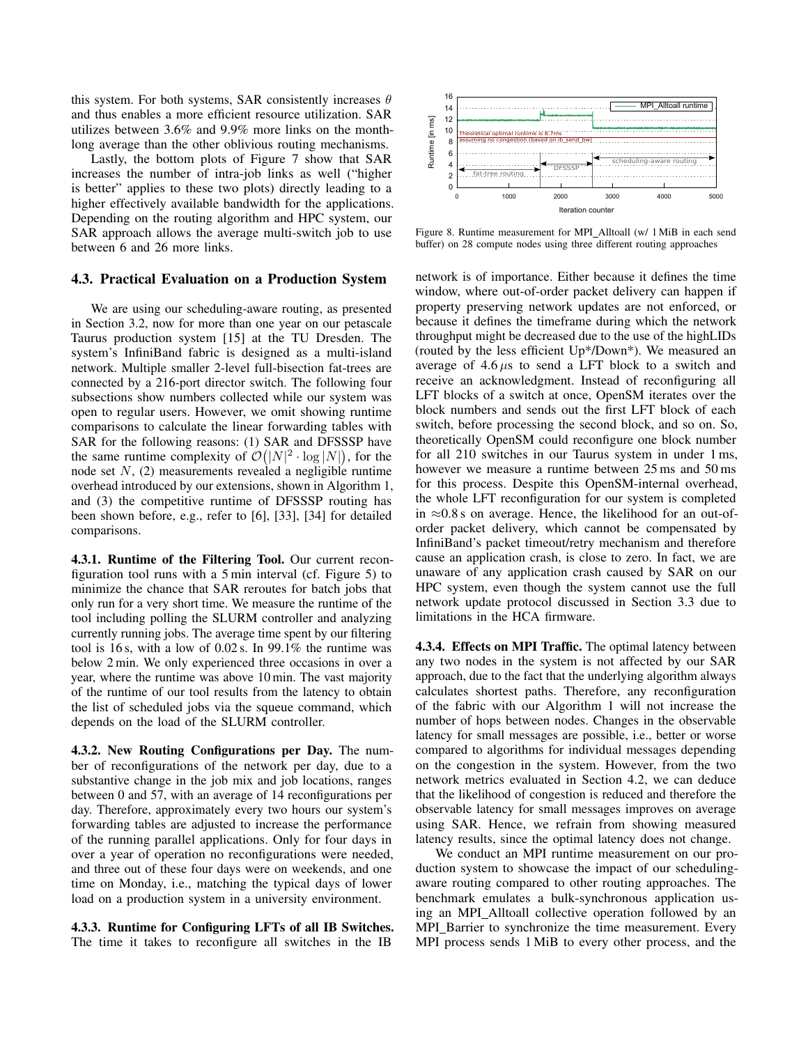this system. For both systems, SAR consistently increases $\theta$ and thus enables a more efficient resource utilization. SAR utilizes between 3.6% and 9.9% more links on the month-long average than the other oblivious routing mechanisms.

Lastly, the bottom plots of Figure 7 show that SAR increases the number of intra-job links as well ("higher is better" applies to these two plots) directly leading to a higher effectively available bandwidth for the applications. Depending on the routing algorithm and HPC system, our SAR approach allows the average multi-switch job to use between 6 and 26 more links.

### 4.3. Practical Evaluation on a Production System

We are using our scheduling-aware routing, as presented in Section 3.2, now for more than one year on our petascale Taurus production system [15] at the TU Dresden. The system's InfiniBand fabric is designed as a multi-island network. Multiple smaller 2-level full-bisection fat-trees are connected by a 216-port director switch. The following four subsections show numbers collected while our system was open to regular users. However, we omit showing runtime comparisons to calculate the linear forwarding tables with SAR for the following reasons: (1) SAR and DFSSSP have the same runtime complexity of $\mathcal{O}\big(|N|^2 \cdot \log|N|\big)$, for the node set $N$, (2) measurements revealed a negligible runtime overhead introduced by our extensions, shown in Algorithm 1, and (3) the competitive runtime of DFSSSP routing has been shown before, e.g., refer to [6], [33], [34] for detailed comparisons.

**4.3.1. Runtime of the Filtering Tool.** Our current reconfiguration tool runs with a 5 min interval (cf. Figure 5) to minimize the chance that SAR reroutes for batch jobs that only run for a very short time. We measure the runtime of the tool including polling the SLURM controller and analyzing currently running jobs. The average time spent by our filtering tool is 16 s, with a low of 0.02 s. In 99.1% the runtime was below 2 min. We only experienced three occasions in over a year, where the runtime was above 10 min. The vast majority of the runtime of our tool results from the latency to obtain the list of scheduled jobs via the squeue command, which depends on the load of the SLURM controller.

**4.3.2. New Routing Configurations per Day.** The number of reconfigurations of the network per day, due to a substantive change in the job mix and job locations, ranges between 0 and 57, with an average of 14 reconfigurations per day. Therefore, approximately every two hours our system's forwarding tables are adjusted to increase the performance of the running parallel applications. Only for four days in over a year of operation no reconfigurations were needed, and three out of these four days were on weekends, and one time on Monday, i.e., matching the typical days of lower load on a production system in a university environment.

**4.3.3. Runtime for Configuring LFTs of all IB Switches.** The time it takes to reconfigure all switches in the IB network is of importance. Either because it defines the time window, where out-of-order packet delivery can happen if property preserving network updates are not enforced, or because it defines the timeframe during which the network throughput might be decreased due to the use of the highLIDs (routed by the less efficient Up\*/Down\*). We measured an average of 4.6 $\mu$s to send a LFT block to a switch and receive an acknowledgment. Instead of reconfiguring all LFT blocks of a switch at once, OpenSM iterates over the block numbers and sends out the first LFT block of each switch, before processing the second block, and so on. So, theoretically OpenSM could reconfigure one block number for all 210 switches in our Taurus system in under 1 ms, however we measure a runtime between 25 ms and 50 ms for this process. Despite this OpenSM-internal overhead, the whole LFT reconfiguration for our system is completed in $\approx$0.8 s on average. Hence, the likelihood for an out-of-order packet delivery, which cannot be compensated by InfiniBand's packet timeout/retry mechanism and therefore cause an application crash, is close to zero. In fact, we are unaware of any application crash caused by SAR on our HPC system, even though the system cannot use the full network update protocol discussed in Section 3.3 due to limitations in the HCA firmware.

Figure 8. Runtime measurement for MPI_Alltoall (w/ 1 MiB in each send buffer) on 28 compute nodes using three different routing approaches

**4.3.4. Effects on MPI Traffic.** The optimal latency between any two nodes in the system is not affected by our SAR approach, due to the fact that the underlying algorithm always calculates shortest paths. Therefore, any reconfiguration of the fabric with our Algorithm 1 will not increase the number of hops between nodes. Changes in the observable latency for small messages are possible, i.e., better or worse compared to algorithms for individual messages depending on the congestion in the system. However, from the two network metrics evaluated in Section 4.2, we can deduce that the likelihood of congestion is reduced and therefore the observable latency for small messages improves on average using SAR. Hence, we refrain from showing measured latency results, since the optimal latency does not change.

We conduct an MPI runtime measurement on our production system to showcase the impact of our scheduling-aware routing compared to other routing approaches. The benchmark emulates a bulk-synchronous application using an MPI_Alltoall collective operation followed by an MPI_Barrier to synchronize the time measurement. Every MPI process sends 1 MiB to every other process, and the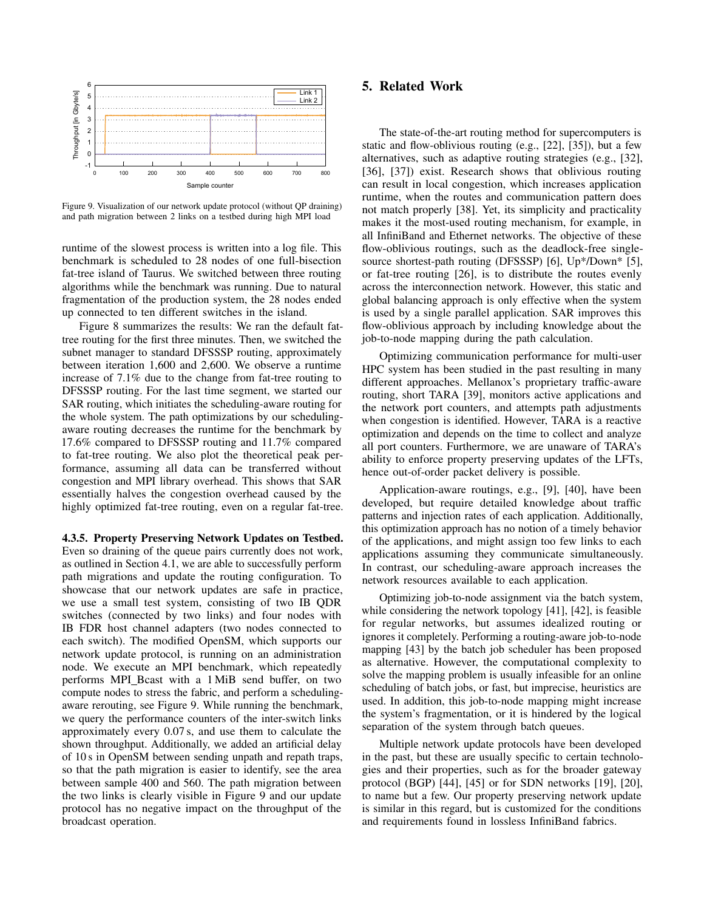Figure 9. Visualization of our network update protocol (without QP draining) and path migration between 2 links on a testbed during high MPI load

runtime of the slowest process is written into a log file. This benchmark is scheduled to 28 nodes of one full-bisection fat-tree island of Taurus. We switched between three routing algorithms while the benchmark was running. Due to natural fragmentation of the production system, the 28 nodes ended up connected to ten different switches in the island.

Figure 8 summarizes the results: We ran the default fat-tree routing for the first three minutes. Then, we switched the subnet manager to standard DFSSSP routing, approximately between iteration 1,600 and 2,600. We observe a runtime increase of 7.1% due to the change from fat-tree routing to DFSSSP routing. For the last time segment, we started our SAR routing, which initiates the scheduling-aware routing for the whole system. The path optimizations by our scheduling-aware routing decreases the runtime for the benchmark by 17.6% compared to DFSSSP routing and 11.7% compared to fat-tree routing. We also plot the theoretical peak performance, assuming all data can be transferred without congestion and MPI library overhead. This shows that SAR essentially halves the congestion overhead caused by the highly optimized fat-tree routing, even on a regular fat-tree.

#### 4.3.5. Property Preserving Network Updates on Testbed.

Even so draining of the queue pairs currently does not work, as outlined in Section 4.1, we are able to successfully perform path migrations and update the routing configuration. To showcase that our network updates are safe in practice, we use a small test system, consisting of two IB QDR switches (connected by two links) and four nodes with IB FDR host channel adapters (two nodes connected to each switch). The modified OpenSM, which supports our network update protocol, is running on an administration node. We execute an MPI benchmark, which repeatedly performs MPI_Bcast with a 1 MiB send buffer, on two compute nodes to stress the fabric, and perform a scheduling-aware rerouting, see Figure 9. While running the benchmark, we query the performance counters of the inter-switch links approximately every 0.07 s, and use them to calculate the shown throughput. Additionally, we added an artificial delay of 10 s in OpenSM between sending unpath and repath traps, so that the path migration is easier to identify, see the area between sample 400 and 560. The path migration between the two links is clearly visible in Figure 9 and our update protocol has no negative impact on the throughput of the broadcast operation.

## 5. Related Work

The state-of-the-art routing method for supercomputers is static and flow-oblivious routing (e.g., [22], [35]), but a few alternatives, such as adaptive routing strategies (e.g., [32], [36], [37]) exist. Research shows that oblivious routing can result in local congestion, which increases application runtime, when the routes and communication pattern does not match properly [38]. Yet, its simplicity and practicality makes it the most-used routing mechanism, for example, in all InfiniBand and Ethernet networks. The objective of these flow-oblivious routings, such as the deadlock-free single-source shortest-path routing (DFSSSP) [6], Up*/Down* [5], or fat-tree routing [26], is to distribute the routes evenly across the interconnection network. However, this static and global balancing approach is only effective when the system is used by a single parallel application. SAR improves this flow-oblivious approach by including knowledge about the job-to-node mapping during the path calculation.

Optimizing communication performance for multi-user HPC system has been studied in the past resulting in many different approaches. Mellanox's proprietary traffic-aware routing, short TARA [39], monitors active applications and the network port counters, and attempts path adjustments when congestion is identified. However, TARA is a reactive optimization and depends on the time to collect and analyze all port counters. Furthermore, we are unaware of TARA's ability to enforce property preserving updates of the LFTs, hence out-of-order packet delivery is possible.

Application-aware routings, e.g., [9], [40], have been developed, but require detailed knowledge about traffic patterns and injection rates of each application. Additionally, this optimization approach has no notion of a timely behavior of the applications, and might assign too few links to each applications assuming they communicate simultaneously. In contrast, our scheduling-aware approach increases the network resources available to each application.

Optimizing job-to-node assignment via the batch system, while considering the network topology [41], [42], is feasible for regular networks, but assumes idealized routing or ignores it completely. Performing a routing-aware job-to-node mapping [43] by the batch job scheduler has been proposed as alternative. However, the computational complexity to solve the mapping problem is usually infeasible for an online scheduling of batch jobs, or fast, but imprecise, heuristics are used. In addition, this job-to-node mapping might increase the system's fragmentation, or it is hindered by the logical separation of the system through batch queues.

Multiple network update protocols have been developed in the past, but these are usually specific to certain technologies and their properties, such as for the broader gateway protocol (BGP) [44], [45] or for SDN networks [19], [20], to name but a few. Our property preserving network update is similar in this regard, but is customized for the conditions and requirements found in lossless InfiniBand fabrics.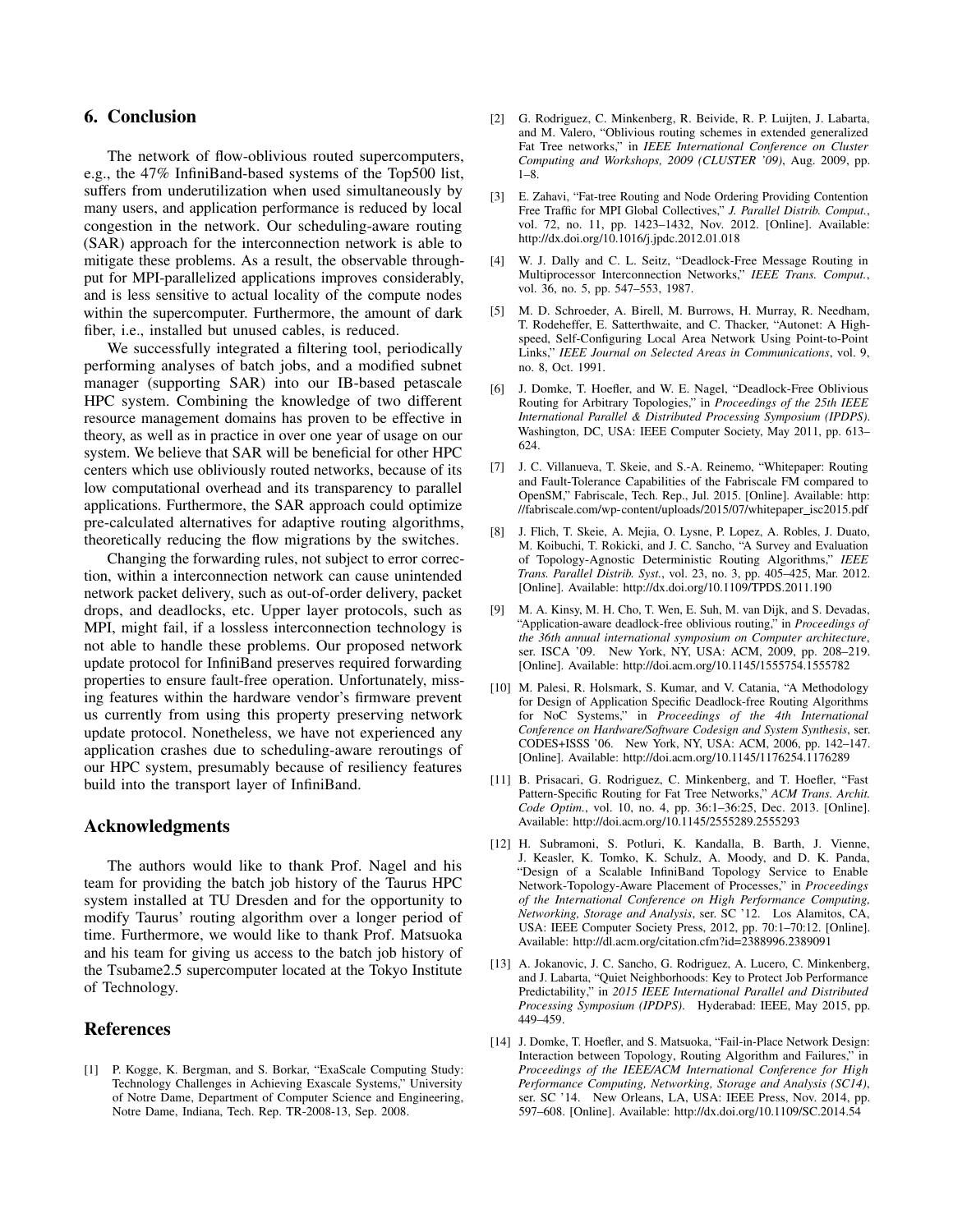## 6. Conclusion

The network of flow-oblivious routed supercomputers, e.g., the 47% InfiniBand-based systems of the Top500 list, suffers from underutilization when used simultaneously by many users, and application performance is reduced by local congestion in the network. Our scheduling-aware routing (SAR) approach for the interconnection network is able to mitigate these problems. As a result, the observable throughput for MPI-parallelized applications improves considerably, and is less sensitive to actual locality of the compute nodes within the supercomputer. Furthermore, the amount of dark fiber, i.e., installed but unused cables, is reduced.

We successfully integrated a filtering tool, periodically performing analyses of batch jobs, and a modified subnet manager (supporting SAR) into our IB-based petascale HPC system. Combining the knowledge of two different resource management domains has proven to be effective in theory, as well as in practice in over one year of usage on our system. We believe that SAR will be beneficial for other HPC centers which use obliviously routed networks, because of its low computational overhead and its transparency to parallel applications. Furthermore, the SAR approach could optimize pre-calculated alternatives for adaptive routing algorithms, theoretically reducing the flow migrations by the switches.

Changing the forwarding rules, not subject to error correction, within a interconnection network can cause unintended network packet delivery, such as out-of-order delivery, packet drops, and deadlocks, etc. Upper layer protocols, such as MPI, might fail, if a lossless interconnection technology is not able to handle these problems. Our proposed network update protocol for InfiniBand preserves required forwarding properties to ensure fault-free operation. Unfortunately, missing features within the hardware vendor's firmware prevent us currently from using this property preserving network update protocol. Nonetheless, we have not experienced any application crashes due to scheduling-aware reroutings of our HPC system, presumably because of resiliency features build into the transport layer of InfiniBand.

## Acknowledgments

The authors would like to thank Prof. Nagel and his team for providing the batch job history of the Taurus HPC system installed at TU Dresden and for the opportunity to modify Taurus' routing algorithm over a longer period of time. Furthermore, we would like to thank Prof. Matsuoka and his team for giving us access to the batch job history of the Tsubame2.5 supercomputer located at the Tokyo Institute of Technology.

## References

[1] P. Kogge, K. Bergman, and S. Borkar, "ExaScale Computing Study: Technology Challenges in Achieving Exascale Systems," University of Notre Dame, Department of Computer Science and Engineering, Notre Dame, Indiana, Tech. Rep. TR-2008-13, Sep. 2008.

[2] G. Rodriguez, C. Minkenberg, R. Beivide, R. P. Luijten, J. Labarta, and M. Valero, "Oblivious routing schemes in extended generalized Fat Tree networks," in *IEEE International Conference on Cluster Computing and Workshops, 2009 (CLUSTER '09)*, Aug. 2009, pp. 1–8.

[3] E. Zahavi, "Fat-tree Routing and Node Ordering Providing Contention Free Traffic for MPI Global Collectives," *J. Parallel Distrib. Comput.*, vol. 72, no. 11, pp. 1423–1432, Nov. 2012. [Online]. Available: http://dx.doi.org/10.1016/j.jpdc.2012.01.018

[4] W. J. Dally and C. L. Seitz, "Deadlock-Free Message Routing in Multiprocessor Interconnection Networks," *IEEE Trans. Comput.*, vol. 36, no. 5, pp. 547–553, 1987.

[5] M. D. Schroeder, A. Birell, M. Burrows, H. Murray, R. Needham, T. Rodeheffer, E. Satterthwaite, and C. Thacker, "Autonet: A High-speed, Self-Configuring Local Area Network Using Point-to-Point Links," *IEEE Journal on Selected Areas in Communications*, vol. 9, no. 8, Oct. 1991.

[6] J. Domke, T. Hoefler, and W. E. Nagel, "Deadlock-Free Oblivious Routing for Arbitrary Topologies," in *Proceedings of the 25th IEEE International Parallel & Distributed Processing Symposium (IPDPS)*. Washington, DC, USA: IEEE Computer Society, May 2011, pp. 613–624.

[7] J. C. Villanueva, T. Skeie, and S.-A. Reinemo, "Whitepaper: Routing and Fault-Tolerance Capabilities of the Fabriscale FM compared to OpenSM," Fabriscale, Tech. Rep., Jul. 2015. [Online]. Available: http://fabriscale.com/wp-content/uploads/2015/07/whitepaper_isc2015.pdf

[8] J. Flich, T. Skeie, A. Mejia, O. Lysne, P. Lopez, A. Robles, J. Duato, M. Koibuchi, T. Rokicki, and J. C. Sancho, "A Survey and Evaluation of Topology-Agnostic Deterministic Routing Algorithms," *IEEE Trans. Parallel Distrib. Syst.*, vol. 23, no. 3, pp. 405–425, Mar. 2012. [Online]. Available: http://dx.doi.org/10.1109/TPDS.2011.190

[9] M. A. Kinsy, M. H. Cho, T. Wen, E. Suh, M. van Dijk, and S. Devadas, "Application-aware deadlock-free oblivious routing," in *Proceedings of the 36th annual international symposium on Computer architecture*, ser. ISCA '09. New York, NY, USA: ACM, 2009, pp. 208–219. [Online]. Available: http://doi.acm.org/10.1145/1555754.1555782

[10] M. Palesi, R. Holsmark, S. Kumar, and V. Catania, "A Methodology for Design of Application Specific Deadlock-free Routing Algorithms for NoC Systems," in *Proceedings of the 4th International Conference on Hardware/Software Codesign and System Synthesis*, ser. CODES+ISSS '06. New York, NY, USA: ACM, 2006, pp. 142–147. [Online]. Available: http://doi.acm.org/10.1145/1176254.1176289

[11] B. Prisacari, G. Rodriguez, C. Minkenberg, and T. Hoefler, "Fast Pattern-Specific Routing for Fat Tree Networks," *ACM Trans. Archit. Code Optim.*, vol. 10, no. 4, pp. 36:1–36:25, Dec. 2013. [Online]. Available: http://doi.acm.org/10.1145/2555289.2555293

[12] H. Subramoni, S. Potluri, K. Kandalla, B. Barth, J. Vienne, J. Keasler, K. Tomko, K. Schulz, A. Moody, and D. K. Panda, "Design of a Scalable InfiniBand Topology Service to Enable Network-Topology-Aware Placement of Processes," in *Proceedings of the International Conference on High Performance Computing, Networking, Storage and Analysis*, ser. SC '12. Los Alamitos, CA, USA: IEEE Computer Society Press, 2012, pp. 70:1–70:12. [Online]. Available: http://dl.acm.org/citation.cfm?id=2388996.2389091

[13] A. Jokanovic, J. C. Sancho, G. Rodriguez, A. Lucero, C. Minkenberg, and J. Labarta, "Quiet Neighborhoods: Key to Protect Job Performance Predictability," in *2015 IEEE International Parallel and Distributed Processing Symposium (IPDPS)*. Hyderabad: IEEE, May 2015, pp. 449–459.

[14] J. Domke, T. Hoefler, and S. Matsuoka, "Fail-in-Place Network Design: Interaction between Topology, Routing Algorithm and Failures," in *Proceedings of the IEEE/ACM International Conference for High Performance Computing, Networking, Storage and Analysis (SC14)*, ser. SC '14. New Orleans, LA, USA: IEEE Press, Nov. 2014, pp. 597–608. [Online]. Available: http://dx.doi.org/10.1109/SC.2014.54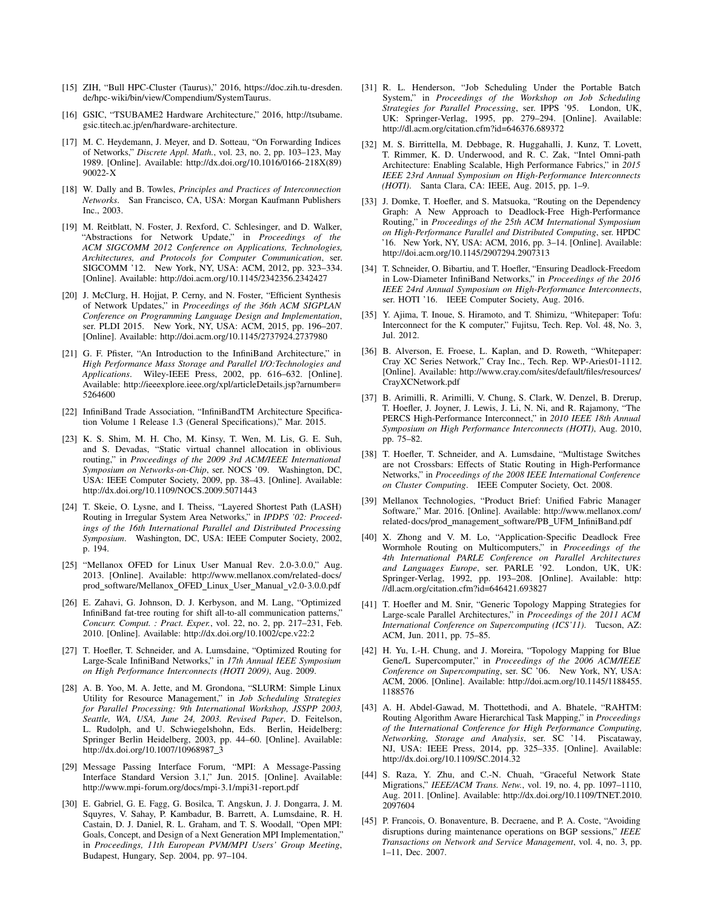[15] ZIH, "Bull HPC-Cluster (Taurus)," 2016, https://doc.zih.tu-dresden.de/hpc-wiki/bin/view/Compendium/SystemTaurus.

[16] GSIC, "TSUBAME2 Hardware Architecture," 2016, http://tsubame.gsic.titech.ac.jp/en/hardware-architecture.

[17] M. C. Heydemann, J. Meyer, and D. Sotteau, "On Forwarding Indices of Networks," *Discrete Appl. Math.*, vol. 23, no. 2, pp. 103–123, May 1989. [Online]. Available: http://dx.doi.org/10.1016/0166-218X(89)90022-X

[18] W. Dally and B. Towles, *Principles and Practices of Interconnection Networks*. San Francisco, CA, USA: Morgan Kaufmann Publishers Inc., 2003.

[19] M. Reitblatt, N. Foster, J. Rexford, C. Schlesinger, and D. Walker, "Abstractions for Network Update," in *Proceedings of the ACM SIGCOMM 2012 Conference on Applications, Technologies, Architectures, and Protocols for Computer Communication*, ser. SIGCOMM '12. New York, NY, USA: ACM, 2012, pp. 323–334. [Online]. Available: http://doi.acm.org/10.1145/2342356.2342427

[20] J. McClurg, H. Hojjat, P. Cerny, and N. Foster, "Efficient Synthesis of Network Updates," in *Proceedings of the 36th ACM SIGPLAN Conference on Programming Language Design and Implementation*, ser. PLDI 2015. New York, NY, USA: ACM, 2015, pp. 196–207. [Online]. Available: http://doi.acm.org/10.1145/2737924.2737980

[21] G. F. Pfister, "An Introduction to the InfiniBand Architecture," in *High Performance Mass Storage and Parallel I/O:Technologies and Applications*. Wiley-IEEE Press, 2002, pp. 616–632. [Online]. Available: http://ieeexplore.ieee.org/xpl/articleDetails.jsp?arnumber=5264600

[22] InfiniBand Trade Association, "InfiniBandTM Architecture Specification Volume 1 Release 1.3 (General Specifications)," Mar. 2015.

[23] K. S. Shim, M. H. Cho, M. Kinsy, T. Wen, M. Lis, G. E. Suh, and S. Devadas, "Static virtual channel allocation in oblivious routing," in *Proceedings of the 2009 3rd ACM/IEEE International Symposium on Networks-on-Chip*, ser. NOCS '09. Washington, DC, USA: IEEE Computer Society, 2009, pp. 38–43. [Online]. Available: http://dx.doi.org/10.1109/NOCS.2009.5071443

[24] T. Skeie, O. Lysne, and I. Theiss, "Layered Shortest Path (LASH) Routing in Irregular System Area Networks," in *IPDPS '02: Proceedings of the 16th International Parallel and Distributed Processing Symposium*. Washington, DC, USA: IEEE Computer Society, 2002, p. 194.

[25] "Mellanox OFED for Linux User Manual Rev. 2.0-3.0.0," Aug. 2013. [Online]. Available: http://www.mellanox.com/related-docs/prod_software/Mellanox_OFED_Linux_User_Manual_v2.0-3.0.0.pdf

[26] E. Zahavi, G. Johnson, D. J. Kerbyson, and M. Lang, "Optimized InfiniBand fat-tree routing for shift all-to-all communication patterns," *Concurr. Comput. : Pract. Exper.*, vol. 22, no. 2, pp. 217–231, Feb. 2010. [Online]. Available: http://dx.doi.org/10.1002/cpe.v22:2

[27] T. Hoefler, T. Schneider, and A. Lumsdaine, "Optimized Routing for Large-Scale InfiniBand Networks," in *17th Annual IEEE Symposium on High Performance Interconnects (HOTI 2009)*, Aug. 2009.

[28] A. B. Yoo, M. A. Jette, and M. Grondona, "SLURM: Simple Linux Utility for Resource Management," in *Job Scheduling Strategies for Parallel Processing: 9th International Workshop, JSSPP 2003, Seattle, WA, USA, June 24, 2003. Revised Paper*, D. Feitelson, L. Rudolph, and U. Schwiegelshohn, Eds. Berlin, Heidelberg: Springer Berlin Heidelberg, 2003, pp. 44–60. [Online]. Available: http://dx.doi.org/10.1007/10968987_3

[29] Message Passing Interface Forum, "MPI: A Message-Passing Interface Standard Version 3.1," Jun. 2015. [Online]. Available: http://www.mpi-forum.org/docs/mpi-3.1/mpi31-report.pdf

[30] E. Gabriel, G. E. Fagg, G. Bosilca, T. Angskun, J. J. Dongarra, J. M. Squyres, V. Sahay, P. Kambadur, B. Barrett, A. Lumsdaine, R. H. Castain, D. J. Daniel, R. L. Graham, and T. S. Woodall, "Open MPI: Goals, Concept, and Design of a Next Generation MPI Implementation," in *Proceedings, 11th European PVM/MPI Users' Group Meeting*, Budapest, Hungary, Sep. 2004, pp. 97–104.

[31] R. L. Henderson, "Job Scheduling Under the Portable Batch System," in *Proceedings of the Workshop on Job Scheduling Strategies for Parallel Processing*, ser. IPPS '95. London, UK, UK: Springer-Verlag, 1995, pp. 279–294. [Online]. Available: http://dl.acm.org/citation.cfm?id=646376.689372

[32] M. S. Birrittella, M. Debbage, R. Huggahalli, J. Kunz, T. Lovett, T. Rimmer, K. D. Underwood, and R. C. Zak, "Intel Omni-path Architecture: Enabling Scalable, High Performance Fabrics," in *2015 IEEE 23rd Annual Symposium on High-Performance Interconnects (HOTI)*. Santa Clara, CA: IEEE, Aug. 2015, pp. 1–9.

[33] J. Domke, T. Hoefler, and S. Matsuoka, "Routing on the Dependency Graph: A New Approach to Deadlock-Free High-Performance Routing," in *Proceedings of the 25th ACM International Symposium on High-Performance Parallel and Distributed Computing*, ser. HPDC '16. New York, NY, USA: ACM, 2016, pp. 3–14. [Online]. Available: http://doi.acm.org/10.1145/2907294.2907313

[34] T. Schneider, O. Bibartiu, and T. Hoefler, "Ensuring Deadlock-Freedom in Low-Diameter InfiniBand Networks," in *Proceedings of the 2016 IEEE 24rd Annual Symposium on High-Performance Interconnects*, ser. HOTI '16. IEEE Computer Society, Aug. 2016.

[35] Y. Ajima, T. Inoue, S. Hiramoto, and T. Shimizu, "Whitepaper: Tofu: Interconnect for the K computer," Fujitsu, Tech. Rep. Vol. 48, No. 3, Jul. 2012.

[36] B. Alverson, E. Froese, L. Kaplan, and D. Roweth, "Whitepaper: Cray XC Series Network," Cray Inc., Tech. Rep. WP-Aries01-1112. [Online]. Available: http://www.cray.com/sites/default/files/resources/CrayXCNetwork.pdf

[37] B. Arimilli, R. Arimilli, V. Chung, S. Clark, W. Denzel, B. Drerup, T. Hoefler, J. Joyner, J. Lewis, J. Li, N. Ni, and R. Rajamony, "The PERCS High-Performance Interconnect," in *2010 IEEE 18th Annual Symposium on High Performance Interconnects (HOTI)*, Aug. 2010, pp. 75–82.

[38] T. Hoefler, T. Schneider, and A. Lumsdaine, "Multistage Switches are not Crossbars: Effects of Static Routing in High-Performance Networks," in *Proceedings of the 2008 IEEE International Conference on Cluster Computing*. IEEE Computer Society, Oct. 2008.

[39] Mellanox Technologies, "Product Brief: Unified Fabric Manager Software," Mar. 2016. [Online]. Available: http://www.mellanox.com/related-docs/prod_management_software/PB_UFM_InfiniBand.pdf

[40] X. Zhong and V. M. Lo, "Application-Specific Deadlock Free Wormhole Routing on Multicomputers," in *Proceedings of the 4th International PARLE Conference on Parallel Architectures and Languages Europe*, ser. PARLE '92. London, UK, UK: Springer-Verlag, 1992, pp. 193–208. [Online]. Available: http://dl.acm.org/citation.cfm?id=646421.693827

[41] T. Hoefler and M. Snir, "Generic Topology Mapping Strategies for Large-scale Parallel Architectures," in *Proceedings of the 2011 ACM International Conference on Supercomputing (ICS'11)*. Tucson, AZ: ACM, Jun. 2011, pp. 75–85.

[42] H. Yu, I.-H. Chung, and J. Moreira, "Topology Mapping for Blue Gene/L Supercomputer," in *Proceedings of the 2006 ACM/IEEE Conference on Supercomputing*, ser. SC '06. New York, NY, USA: ACM, 2006. [Online]. Available: http://doi.acm.org/10.1145/1188455.1188576

[43] A. H. Abdel-Gawad, M. Thottethodi, and A. Bhatele, "RAHTM: Routing Algorithm Aware Hierarchical Task Mapping," in *Proceedings of the International Conference for High Performance Computing, Networking, Storage and Analysis*, ser. SC '14. Piscataway, NJ, USA: IEEE Press, 2014, pp. 325–335. [Online]. Available: http://dx.doi.org/10.1109/SC.2014.32

[44] S. Raza, Y. Zhu, and C.-N. Chuah, "Graceful Network State Migrations," *IEEE/ACM Trans. Netw.*, vol. 19, no. 4, pp. 1097–1110, Aug. 2011. [Online]. Available: http://dx.doi.org/10.1109/TNET.2010.2097604

[45] P. Francois, O. Bonaventure, B. Decraene, and P. A. Coste, "Avoiding disruptions during maintenance operations on BGP sessions," *IEEE Transactions on Network and Service Management*, vol. 4, no. 3, pp. 1–11, Dec. 2007.